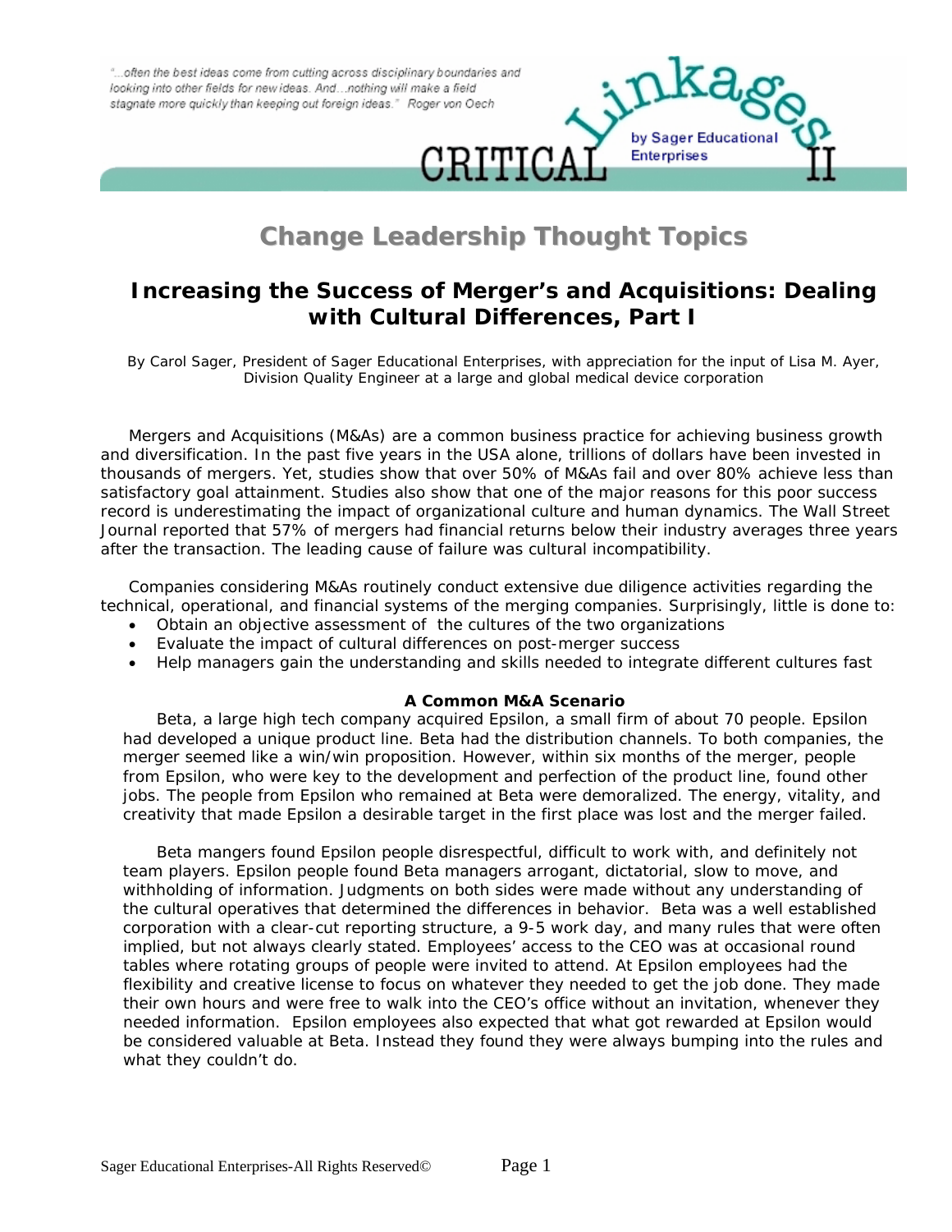"...often the best ideas come from cutting across disciplinary boundaries and looking into other fields for new ideas. And...nothing will make a field stagnate more quickly than keeping out foreign ideas." Roger von Oech

CRITICAL Linkages II by Sager Educational Enterprises

# Change Leadership Thought Topics

## Increasing the Success of Merger's and Acquisitions: Dealing with Cultural Differences, Part I

By Carol Sager, President of Sager Educational Enterprises, with appreciation for the input of Lisa M. Ayer, Division Quality Engineer at a large and global medical device corporation

Mergers and Acquisitions (M&As) are a common business practice for achieving business growth and diversification. In the past five years in the USA alone, trillions of dollars have been invested in thousands of mergers. Yet, studies show that over 50% of M&As fail and over 80% achieve less than satisfactory goal attainment. Studies also show that one of the major reasons for this poor success record is underestimating the impact of organizational culture and human dynamics. The Wall Street Journal reported that 57% of mergers had financial returns below their industry averages three years after the transaction. The leading cause of failure was cultural incompatibility.

Companies considering M&As routinely conduct extensive due diligence activities regarding the technical, operational, and financial systems of the merging companies. Surprisingly, little is done to:

- Obtain an objective assessment of the cultures of the two organizations
- Evaluate the impact of cultural differences on post-merger success
- Help managers gain the understanding and skills needed to integrate different cultures fast

### A Common M&A Scenario

Beta, a large high tech company acquired Epsilon, a small firm of about 70 people. Epsilon had developed a unique product line. Beta had the distribution channels. To both companies, the merger seemed like a win/win proposition. However, within six months of the merger, people from Epsilon, who were key to the development and perfection of the product line, found other jobs. The people from Epsilon who remained at Beta were demoralized. The energy, vitality, and creativity that made Epsilon a desirable target in the first place was lost and the merger failed.

Beta mangers found Epsilon people disrespectful, difficult to work with, and definitely not team players. Epsilon people found Beta managers arrogant, dictatorial, slow to move, and withholding of information. Judgments on both sides were made without any understanding of the cultural operatives that determined the differences in behavior. Beta was a well established corporation with a clear-cut reporting structure, a 9-5 work day, and many rules that were often implied, but not always clearly stated. Employees' access to the CEO was at occasional round tables where rotating groups of people were invited to attend. At Epsilon employees had the flexibility and creative license to focus on whatever they needed to get the job done. They made their own hours and were free to walk into the CEO's office without an invitation, whenever they needed information. Epsilon employees also expected that what got rewarded at Epsilon would be considered valuable at Beta. Instead they found they were always bumping into the rules and what they couldn't do.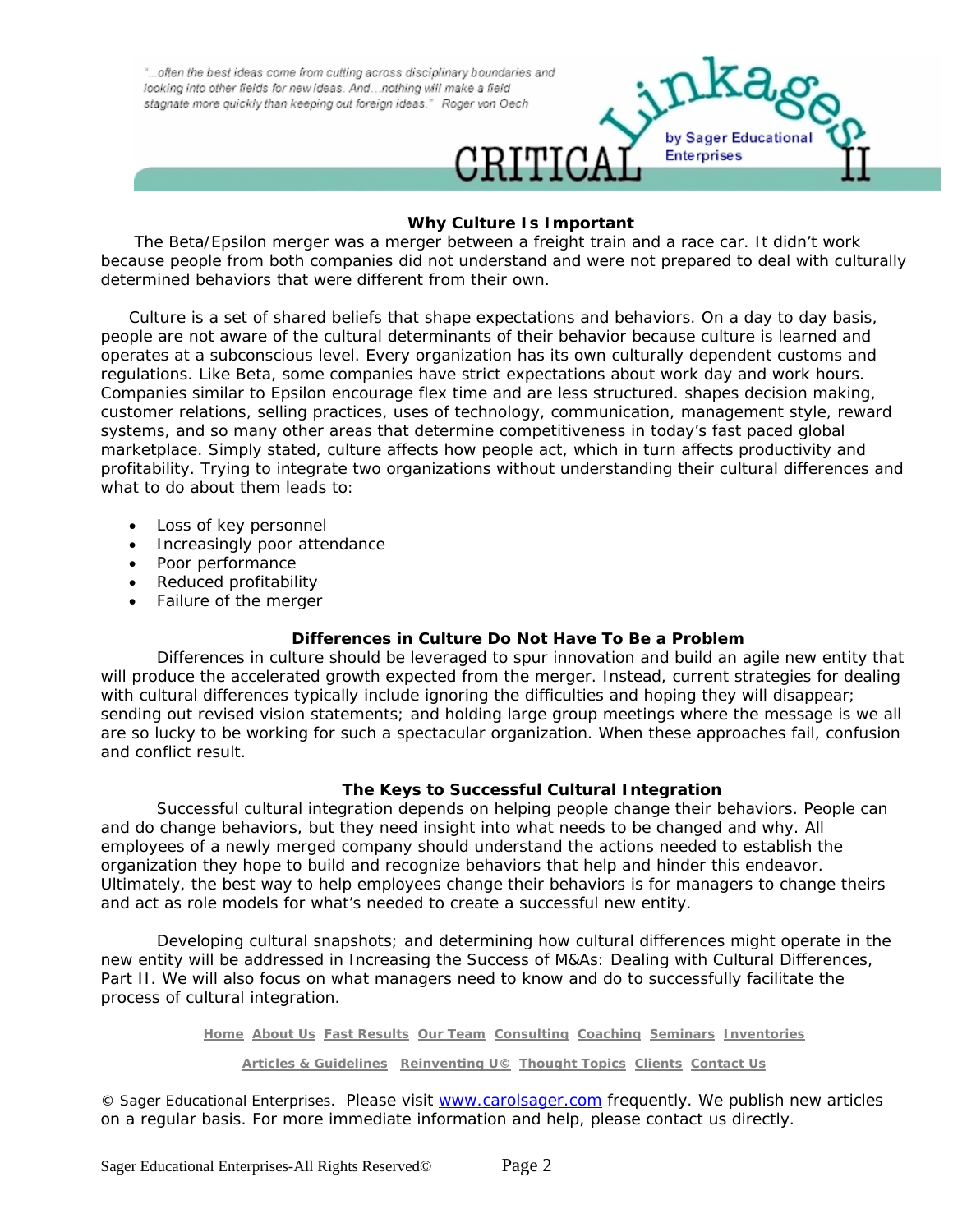"...often the best ideas come from cutting across disciplinary boundaries and looking into other fields for new ideas. And...nothing will make a field stagnate more quickly than keeping out foreign ideas." Roger von Oech

CRITICAL Linkages II by Sager Educational Enterprises

### Why Culture Is Important

The Beta/Epsilon merger was a merger between a freight train and a race car. It didn't work because people from both companies did not understand and were not prepared to deal with culturally determined behaviors that were different from their own.

Culture is a set of shared beliefs that shape expectations and behaviors. On a day to day basis, people are not aware of the cultural determinants of their behavior because culture is learned and operates at a subconscious level. Every organization has its own culturally dependent customs and regulations. Like Beta, some companies have strict expectations about work day and work hours. Companies similar to Epsilon encourage flex time and are less structured. shapes decision making, customer relations, selling practices, uses of technology, communication, management style, reward systems, and so many other areas that determine competitiveness in today's fast paced global marketplace. Simply stated, culture affects how people act, which in turn affects productivity and profitability. Trying to integrate two organizations without understanding their cultural differences and what to do about them leads to:

- Loss of key personnel
- Increasingly poor attendance
- Poor performance
- Reduced profitability
- Failure of the merger

### Differences in Culture Do Not Have To Be a Problem

Differences in culture should be leveraged to spur innovation and build an agile new entity that will produce the accelerated growth expected from the merger. Instead, current strategies for dealing with cultural differences typically include ignoring the difficulties and hoping they will disappear; sending out revised vision statements; and holding large group meetings where the message is we all are so lucky to be working for such a spectacular organization. When these approaches fail, confusion and conflict result.

### The Keys to Successful Cultural Integration

Successful cultural integration depends on helping people change their behaviors. People can and do change behaviors, but they need insight into what needs to be changed and why. All employees of a newly merged company should understand the actions needed to establish the organization they hope to build and recognize behaviors that help and hinder this endeavor. Ultimately, the best way to help employees change their behaviors is for managers to change theirs and act as role models for what's needed to create a successful new entity.

Developing cultural snapshots; and determining how cultural differences might operate in the new entity will be addressed in Increasing the Success of M&As: Dealing with Cultural Differences, Part II. We will also focus on what managers need to know and do to successfully facilitate the process of cultural integration.

Home About Us Fast Results Our Team Consulting Coaching Seminars Inventories

Articles & Guidelines Reinventing U© Thought Topics Clients Contact Us

© Sager Educational Enterprises. Please visit www.carolsager.com frequently. We publish new articles on a regular basis. For more immediate information and help, please contact us directly.